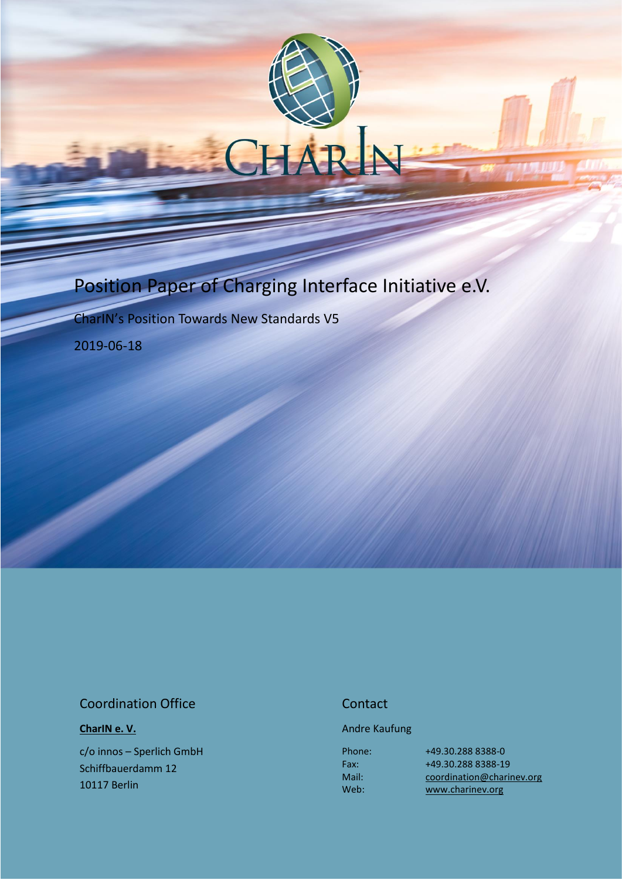# Position Paper of Charging Interface Initiative e.V.

CharIN's Position Towards New Standards V5

2019-06-18

## Coordination Office

**CharIN e. V.**

c/o innos – Sperlich GmbH
Schiffbauerdamm 12
10117 Berlin

## Contact

Andre Kaufung

| | |
|---|---|
| Phone: | +49.30.288 8388-0 |
| Fax: | +49.30.288 8388-19 |
| Mail: | coordination@charinev.org |
| Web: | www.charinev.org |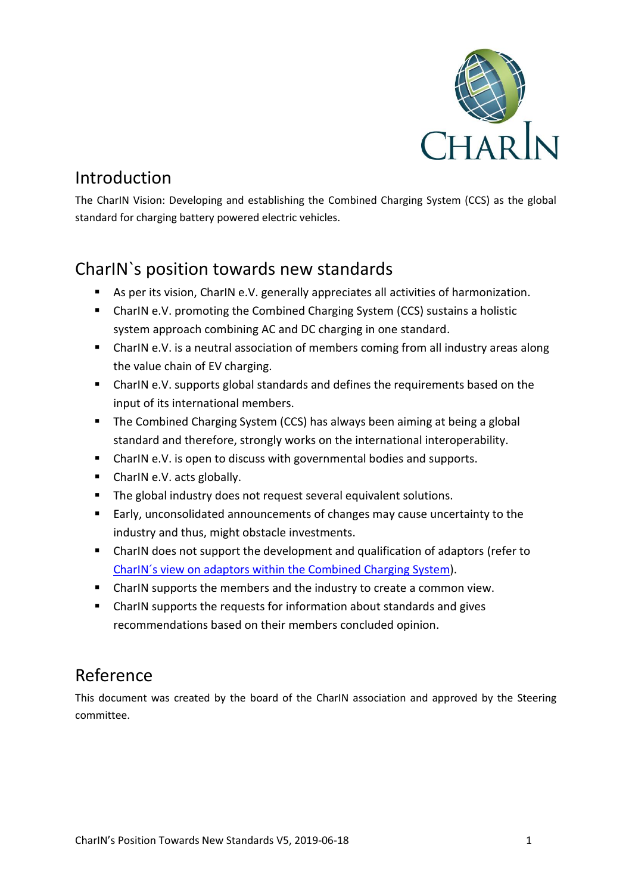## Introduction

The CharIN Vision: Developing and establishing the Combined Charging System (CCS) as the global standard for charging battery powered electric vehicles.

## CharIN`s position towards new standards

- As per its vision, CharIN e.V. generally appreciates all activities of harmonization.
- CharIN e.V. promoting the Combined Charging System (CCS) sustains a holistic system approach combining AC and DC charging in one standard.
- CharIN e.V. is a neutral association of members coming from all industry areas along the value chain of EV charging.
- CharIN e.V. supports global standards and defines the requirements based on the input of its international members.
- The Combined Charging System (CCS) has always been aiming at being a global standard and therefore, strongly works on the international interoperability.
- CharIN e.V. is open to discuss with governmental bodies and supports.
- CharIN e.V. acts globally.
- The global industry does not request several equivalent solutions.
- Early, unconsolidated announcements of changes may cause uncertainty to the industry and thus, might obstacle investments.
- CharIN does not support the development and qualification of adaptors (refer to CharIN´s view on adaptors within the Combined Charging System).
- CharIN supports the members and the industry to create a common view.
- CharIN supports the requests for information about standards and gives recommendations based on their members concluded opinion.

## Reference

This document was created by the board of the CharIN association and approved by the Steering committee.

CharIN's Position Towards New Standards V5, 2019-06-18